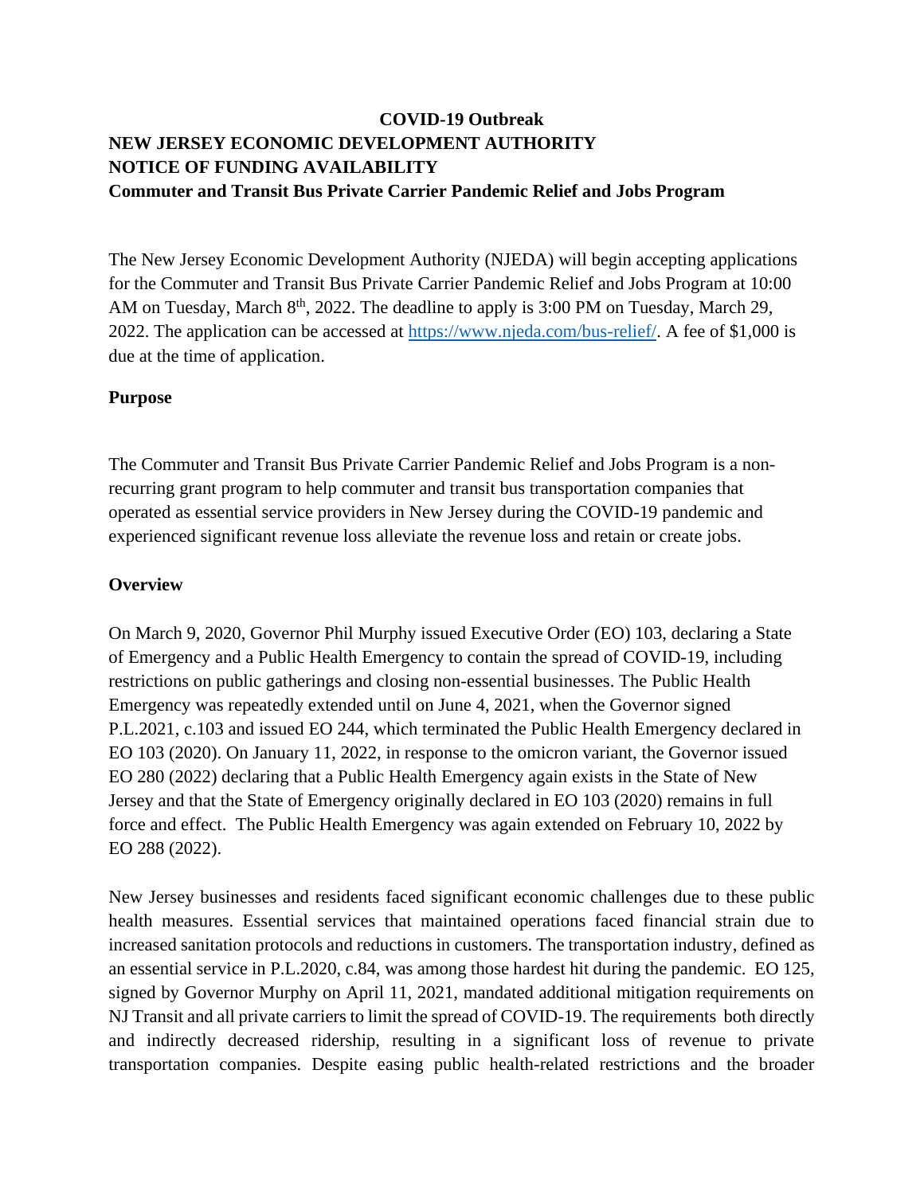# COVID-19 Outbreak
# NEW JERSEY ECONOMIC DEVELOPMENT AUTHORITY
# NOTICE OF FUNDING AVAILABILITY
# Commuter and Transit Bus Private Carrier Pandemic Relief and Jobs Program

The New Jersey Economic Development Authority (NJEDA) will begin accepting applications for the Commuter and Transit Bus Private Carrier Pandemic Relief and Jobs Program at 10:00 AM on Tuesday, March 8th, 2022. The deadline to apply is 3:00 PM on Tuesday, March 29, 2022. The application can be accessed at [https://www.njeda.com/bus-relief/](https://www.njeda.com/bus-relief/). A fee of $1,000 is due at the time of application.

## Purpose

The Commuter and Transit Bus Private Carrier Pandemic Relief and Jobs Program is a non-recurring grant program to help commuter and transit bus transportation companies that operated as essential service providers in New Jersey during the COVID-19 pandemic and experienced significant revenue loss alleviate the revenue loss and retain or create jobs.

## Overview

On March 9, 2020, Governor Phil Murphy issued Executive Order (EO) 103, declaring a State of Emergency and a Public Health Emergency to contain the spread of COVID-19, including restrictions on public gatherings and closing non-essential businesses. The Public Health Emergency was repeatedly extended until on June 4, 2021, when the Governor signed P.L.2021, c.103 and issued EO 244, which terminated the Public Health Emergency declared in EO 103 (2020). On January 11, 2022, in response to the omicron variant, the Governor issued EO 280 (2022) declaring that a Public Health Emergency again exists in the State of New Jersey and that the State of Emergency originally declared in EO 103 (2020) remains in full force and effect. The Public Health Emergency was again extended on February 10, 2022 by EO 288 (2022).

New Jersey businesses and residents faced significant economic challenges due to these public health measures. Essential services that maintained operations faced financial strain due to increased sanitation protocols and reductions in customers. The transportation industry, defined as an essential service in P.L.2020, c.84, was among those hardest hit during the pandemic. EO 125, signed by Governor Murphy on April 11, 2021, mandated additional mitigation requirements on NJ Transit and all private carriers to limit the spread of COVID-19. The requirements both directly and indirectly decreased ridership, resulting in a significant loss of revenue to private transportation companies. Despite easing public health-related restrictions and the broader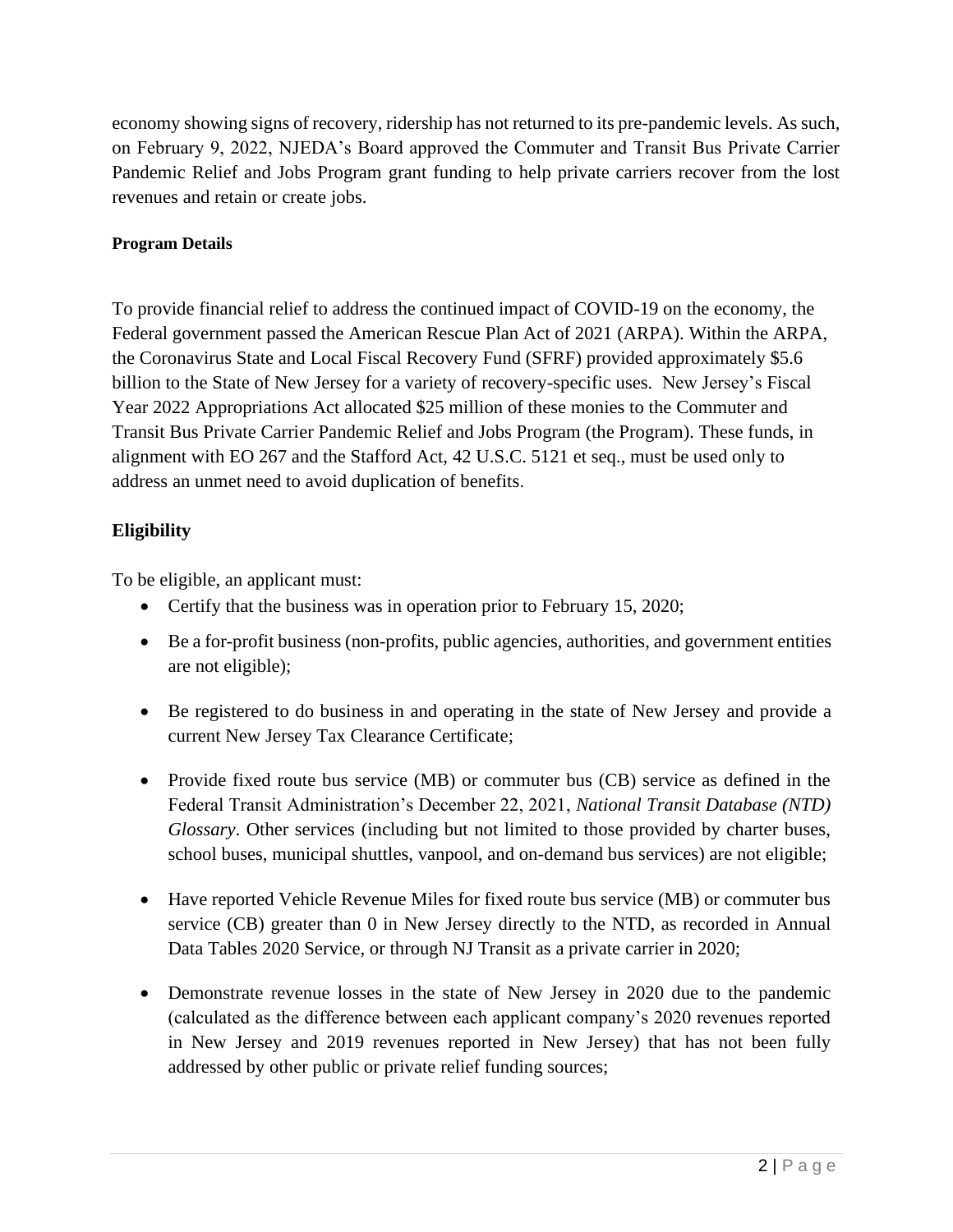economy showing signs of recovery, ridership has not returned to its pre-pandemic levels. As such, on February 9, 2022, NJEDA's Board approved the Commuter and Transit Bus Private Carrier Pandemic Relief and Jobs Program grant funding to help private carriers recover from the lost revenues and retain or create jobs.

**Program Details**

To provide financial relief to address the continued impact of COVID-19 on the economy, the Federal government passed the American Rescue Plan Act of 2021 (ARPA). Within the ARPA, the Coronavirus State and Local Fiscal Recovery Fund (SFRF) provided approximately $5.6 billion to the State of New Jersey for a variety of recovery-specific uses. New Jersey's Fiscal Year 2022 Appropriations Act allocated $25 million of these monies to the Commuter and Transit Bus Private Carrier Pandemic Relief and Jobs Program (the Program). These funds, in alignment with EO 267 and the Stafford Act, 42 U.S.C. 5121 et seq., must be used only to address an unmet need to avoid duplication of benefits.

**Eligibility**

To be eligible, an applicant must:

- Certify that the business was in operation prior to February 15, 2020;
- Be a for-profit business (non-profits, public agencies, authorities, and government entities are not eligible);
- Be registered to do business in and operating in the state of New Jersey and provide a current New Jersey Tax Clearance Certificate;
- Provide fixed route bus service (MB) or commuter bus (CB) service as defined in the Federal Transit Administration's December 22, 2021, *National Transit Database (NTD) Glossary*. Other services (including but not limited to those provided by charter buses, school buses, municipal shuttles, vanpool, and on-demand bus services) are not eligible;
- Have reported Vehicle Revenue Miles for fixed route bus service (MB) or commuter bus service (CB) greater than 0 in New Jersey directly to the NTD, as recorded in Annual Data Tables 2020 Service, or through NJ Transit as a private carrier in 2020;
- Demonstrate revenue losses in the state of New Jersey in 2020 due to the pandemic (calculated as the difference between each applicant company's 2020 revenues reported in New Jersey and 2019 revenues reported in New Jersey) that has not been fully addressed by other public or private relief funding sources;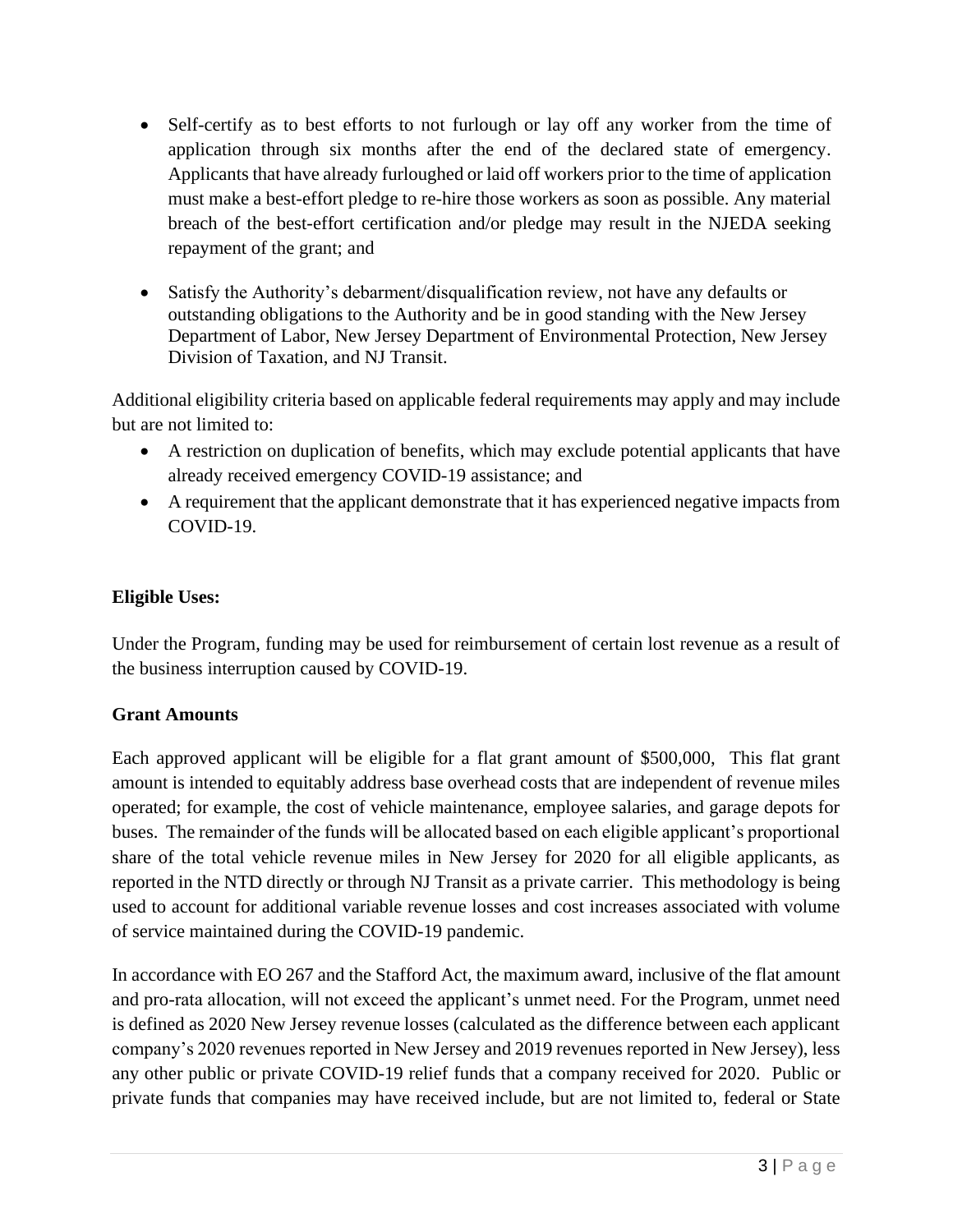- Self-certify as to best efforts to not furlough or lay off any worker from the time of application through six months after the end of the declared state of emergency. Applicants that have already furloughed or laid off workers prior to the time of application must make a best-effort pledge to re-hire those workers as soon as possible. Any material breach of the best-effort certification and/or pledge may result in the NJEDA seeking repayment of the grant; and

- Satisfy the Authority's debarment/disqualification review, not have any defaults or outstanding obligations to the Authority and be in good standing with the New Jersey Department of Labor, New Jersey Department of Environmental Protection, New Jersey Division of Taxation, and NJ Transit.

Additional eligibility criteria based on applicable federal requirements may apply and may include but are not limited to:

- A restriction on duplication of benefits, which may exclude potential applicants that have already received emergency COVID-19 assistance; and
- A requirement that the applicant demonstrate that it has experienced negative impacts from COVID-19.

**Eligible Uses:**

Under the Program, funding may be used for reimbursement of certain lost revenue as a result of the business interruption caused by COVID-19.

**Grant Amounts**

Each approved applicant will be eligible for a flat grant amount of $500,000, This flat grant amount is intended to equitably address base overhead costs that are independent of revenue miles operated; for example, the cost of vehicle maintenance, employee salaries, and garage depots for buses. The remainder of the funds will be allocated based on each eligible applicant's proportional share of the total vehicle revenue miles in New Jersey for 2020 for all eligible applicants, as reported in the NTD directly or through NJ Transit as a private carrier. This methodology is being used to account for additional variable revenue losses and cost increases associated with volume of service maintained during the COVID-19 pandemic.

In accordance with EO 267 and the Stafford Act, the maximum award, inclusive of the flat amount and pro-rata allocation, will not exceed the applicant's unmet need. For the Program, unmet need is defined as 2020 New Jersey revenue losses (calculated as the difference between each applicant company's 2020 revenues reported in New Jersey and 2019 revenues reported in New Jersey), less any other public or private COVID-19 relief funds that a company received for 2020. Public or private funds that companies may have received include, but are not limited to, federal or State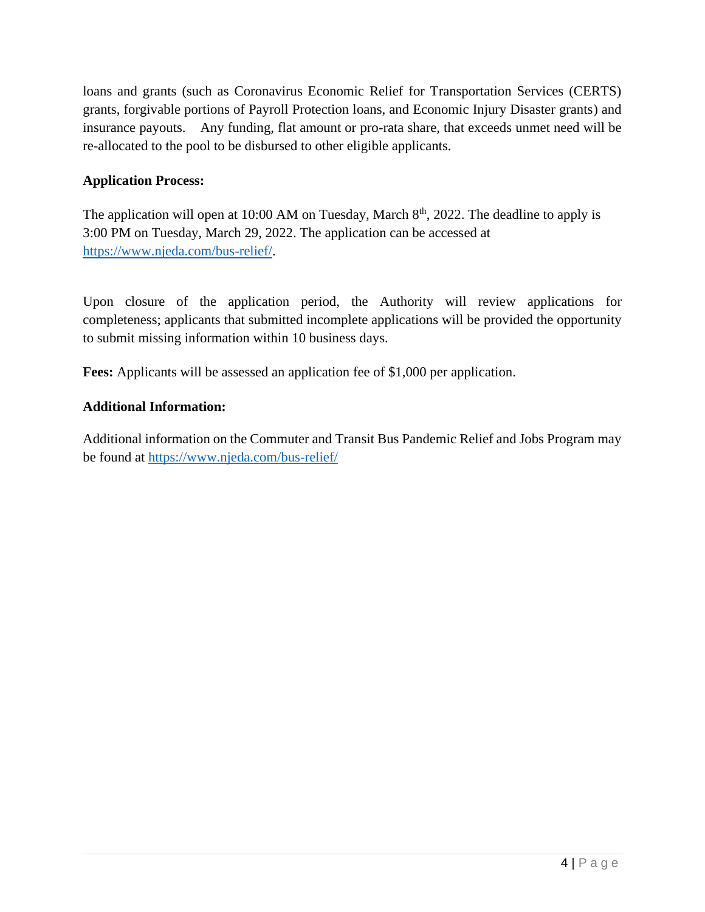loans and grants (such as Coronavirus Economic Relief for Transportation Services (CERTS) grants, forgivable portions of Payroll Protection loans, and Economic Injury Disaster grants) and insurance payouts. Any funding, flat amount or pro-rata share, that exceeds unmet need will be re-allocated to the pool to be disbursed to other eligible applicants.

**Application Process:**

The application will open at 10:00 AM on Tuesday, March 8th, 2022. The deadline to apply is 3:00 PM on Tuesday, March 29, 2022. The application can be accessed at https://www.njeda.com/bus-relief/.

Upon closure of the application period, the Authority will review applications for completeness; applicants that submitted incomplete applications will be provided the opportunity to submit missing information within 10 business days.

**Fees:** Applicants will be assessed an application fee of $1,000 per application.

**Additional Information:**

Additional information on the Commuter and Transit Bus Pandemic Relief and Jobs Program may be found at https://www.njeda.com/bus-relief/